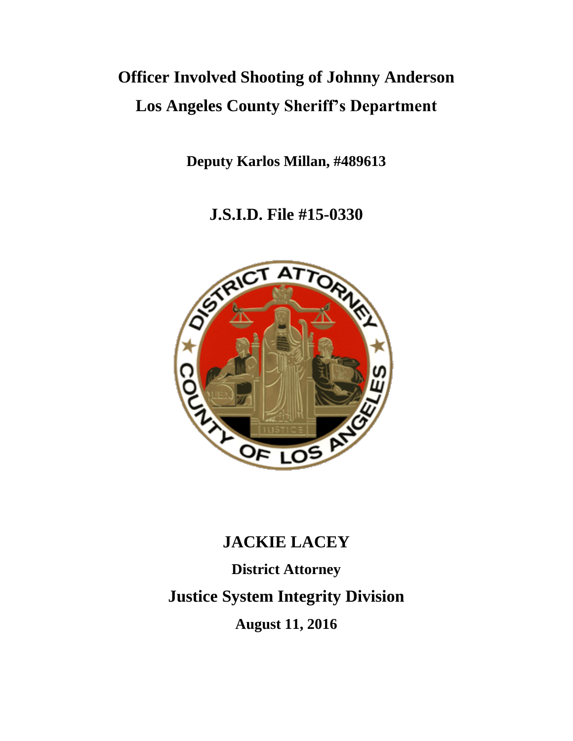# Officer Involved Shooting of Johnny Anderson

# Los Angeles County Sheriff's Department

**Deputy Karlos Millan, #489613**

## J.S.I.D. File #15-0330

## JACKIE LACEY

**District Attorney**

## Justice System Integrity Division

**August 11, 2016**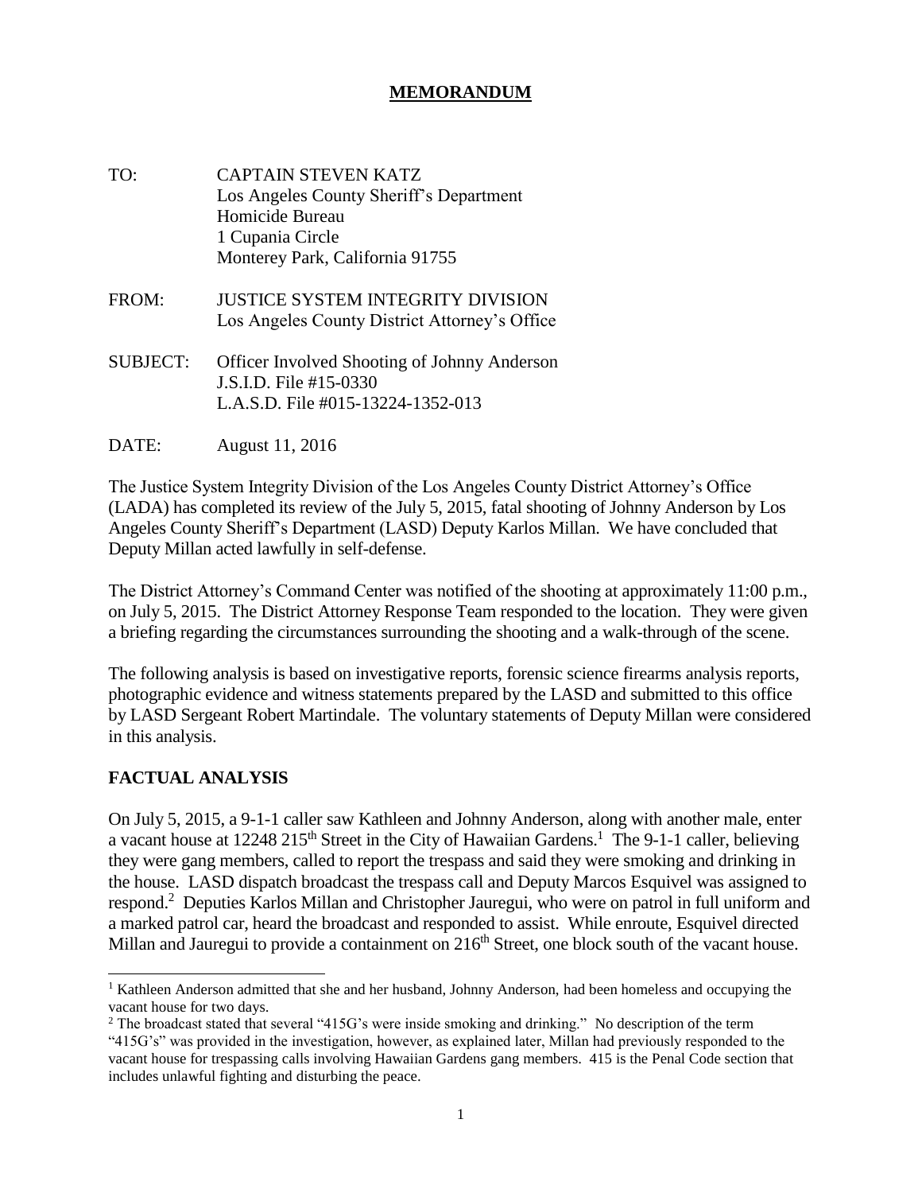# MEMORANDUM

TO: CAPTAIN STEVEN KATZ
Los Angeles County Sheriff's Department
Homicide Bureau
1 Cupania Circle
Monterey Park, California 91755

FROM: JUSTICE SYSTEM INTEGRITY DIVISION
Los Angeles County District Attorney's Office

SUBJECT: Officer Involved Shooting of Johnny Anderson
J.S.I.D. File #15-0330
L.A.S.D. File #015-13224-1352-013

DATE: August 11, 2016

The Justice System Integrity Division of the Los Angeles County District Attorney's Office (LADA) has completed its review of the July 5, 2015, fatal shooting of Johnny Anderson by Los Angeles County Sheriff's Department (LASD) Deputy Karlos Millan. We have concluded that Deputy Millan acted lawfully in self-defense.

The District Attorney's Command Center was notified of the shooting at approximately 11:00 p.m., on July 5, 2015. The District Attorney Response Team responded to the location. They were given a briefing regarding the circumstances surrounding the shooting and a walk-through of the scene.

The following analysis is based on investigative reports, forensic science firearms analysis reports, photographic evidence and witness statements prepared by the LASD and submitted to this office by LASD Sergeant Robert Martindale. The voluntary statements of Deputy Millan were considered in this analysis.

## FACTUAL ANALYSIS

On July 5, 2015, a 9-1-1 caller saw Kathleen and Johnny Anderson, along with another male, enter a vacant house at 12248 215th Street in the City of Hawaiian Gardens.[1] The 9-1-1 caller, believing they were gang members, called to report the trespass and said they were smoking and drinking in the house. LASD dispatch broadcast the trespass call and Deputy Marcos Esquivel was assigned to respond.[2] Deputies Karlos Millan and Christopher Jauregui, who were on patrol in full uniform and a marked patrol car, heard the broadcast and responded to assist. While enroute, Esquivel directed Millan and Jauregui to provide a containment on 216th Street, one block south of the vacant house.

---

[1] Kathleen Anderson admitted that she and her husband, Johnny Anderson, had been homeless and occupying the vacant house for two days.

[2] The broadcast stated that several "415G's were inside smoking and drinking." No description of the term "415G's" was provided in the investigation, however, as explained later, Millan had previously responded to the vacant house for trespassing calls involving Hawaiian Gardens gang members. 415 is the Penal Code section that includes unlawful fighting and disturbing the peace.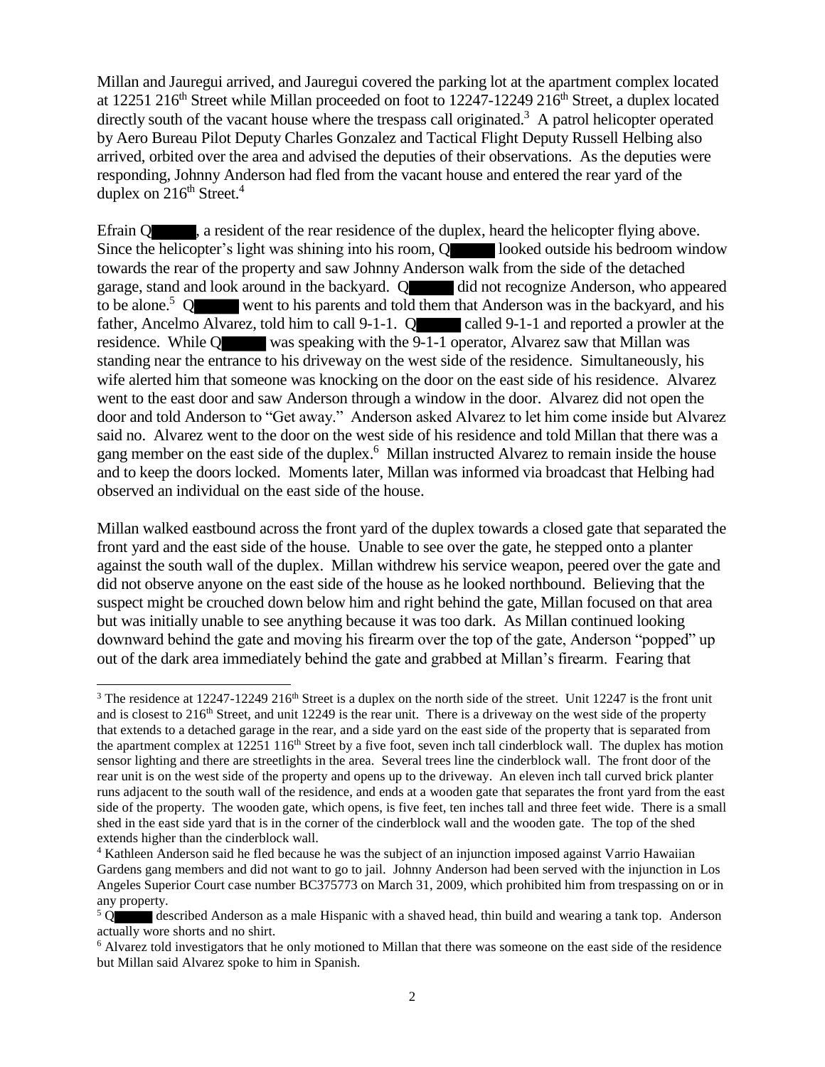Millan and Jauregui arrived, and Jauregui covered the parking lot at the apartment complex located at 12251 216th Street while Millan proceeded on foot to 12247-12249 216th Street, a duplex located directly south of the vacant house where the trespass call originated.[3] A patrol helicopter operated by Aero Bureau Pilot Deputy Charles Gonzalez and Tactical Flight Deputy Russell Helbing also arrived, orbited over the area and advised the deputies of their observations. As the deputies were responding, Johnny Anderson had fled from the vacant house and entered the rear yard of the duplex on 216th Street.[4]

Efrain Q█████, a resident of the rear residence of the duplex, heard the helicopter flying above. Since the helicopter's light was shining into his room, Q█████ looked outside his bedroom window towards the rear of the property and saw Johnny Anderson walk from the side of the detached garage, stand and look around in the backyard. Q█████ did not recognize Anderson, who appeared to be alone.[5] Q█████ went to his parents and told them that Anderson was in the backyard, and his father, Ancelmo Alvarez, told him to call 9-1-1. Q█████ called 9-1-1 and reported a prowler at the residence. While Q█████ was speaking with the 9-1-1 operator, Alvarez saw that Millan was standing near the entrance to his driveway on the west side of the residence. Simultaneously, his wife alerted him that someone was knocking on the door on the east side of his residence. Alvarez went to the east door and saw Anderson through a window in the door. Alvarez did not open the door and told Anderson to "Get away." Anderson asked Alvarez to let him come inside but Alvarez said no. Alvarez went to the door on the west side of his residence and told Millan that there was a gang member on the east side of the duplex.[6] Millan instructed Alvarez to remain inside the house and to keep the doors locked. Moments later, Millan was informed via broadcast that Helbing had observed an individual on the east side of the house.

Millan walked eastbound across the front yard of the duplex towards a closed gate that separated the front yard and the east side of the house. Unable to see over the gate, he stepped onto a planter against the south wall of the duplex. Millan withdrew his service weapon, peered over the gate and did not observe anyone on the east side of the house as he looked northbound. Believing that the suspect might be crouched down below him and right behind the gate, Millan focused on that area but was initially unable to see anything because it was too dark. As Millan continued looking downward behind the gate and moving his firearm over the top of the gate, Anderson "popped" up out of the dark area immediately behind the gate and grabbed at Millan's firearm. Fearing that

---

[3] The residence at 12247-12249 216th Street is a duplex on the north side of the street. Unit 12247 is the front unit and is closest to 216th Street, and unit 12249 is the rear unit. There is a driveway on the west side of the property that extends to a detached garage in the rear, and a side yard on the east side of the property that is separated from the apartment complex at 12251 116th Street by a five foot, seven inch tall cinderblock wall. The duplex has motion sensor lighting and there are streetlights in the area. Several trees line the cinderblock wall. The front door of the rear unit is on the west side of the property and opens up to the driveway. An eleven inch tall curved brick planter runs adjacent to the south wall of the residence, and ends at a wooden gate that separates the front yard from the east side of the property. The wooden gate, which opens, is five feet, ten inches tall and three feet wide. There is a small shed in the east side yard that is in the corner of the cinderblock wall and the wooden gate. The top of the shed extends higher than the cinderblock wall.

[4] Kathleen Anderson said he fled because he was the subject of an injunction imposed against Varrio Hawaiian Gardens gang members and did not want to go to jail. Johnny Anderson had been served with the injunction in Los Angeles Superior Court case number BC375773 on March 31, 2009, which prohibited him from trespassing on or in any property.

[5] Q█████ described Anderson as a male Hispanic with a shaved head, thin build and wearing a tank top. Anderson actually wore shorts and no shirt.

[6] Alvarez told investigators that he only motioned to Millan that there was someone on the east side of the residence but Millan said Alvarez spoke to him in Spanish.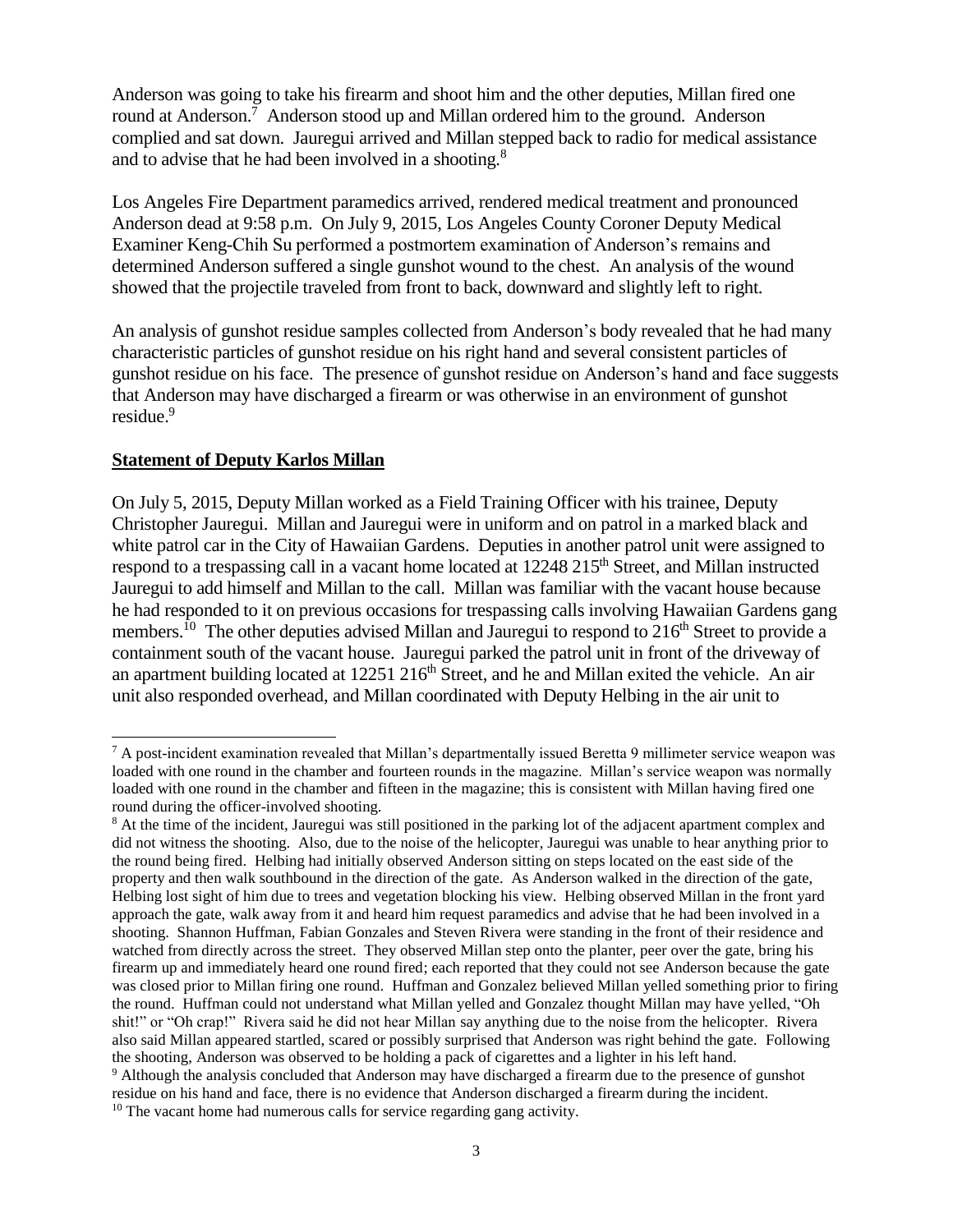Anderson was going to take his firearm and shoot him and the other deputies, Millan fired one round at Anderson.[7] Anderson stood up and Millan ordered him to the ground. Anderson complied and sat down. Jauregui arrived and Millan stepped back to radio for medical assistance and to advise that he had been involved in a shooting.[8]

Los Angeles Fire Department paramedics arrived, rendered medical treatment and pronounced Anderson dead at 9:58 p.m. On July 9, 2015, Los Angeles County Coroner Deputy Medical Examiner Keng-Chih Su performed a postmortem examination of Anderson's remains and determined Anderson suffered a single gunshot wound to the chest. An analysis of the wound showed that the projectile traveled from front to back, downward and slightly left to right.

An analysis of gunshot residue samples collected from Anderson's body revealed that he had many characteristic particles of gunshot residue on his right hand and several consistent particles of gunshot residue on his face. The presence of gunshot residue on Anderson's hand and face suggests that Anderson may have discharged a firearm or was otherwise in an environment of gunshot residue.[9]

**Statement of Deputy Karlos Millan**

On July 5, 2015, Deputy Millan worked as a Field Training Officer with his trainee, Deputy Christopher Jauregui. Millan and Jauregui were in uniform and on patrol in a marked black and white patrol car in the City of Hawaiian Gardens. Deputies in another patrol unit were assigned to respond to a trespassing call in a vacant home located at 12248 215th Street, and Millan instructed Jauregui to add himself and Millan to the call. Millan was familiar with the vacant house because he had responded to it on previous occasions for trespassing calls involving Hawaiian Gardens gang members.[10] The other deputies advised Millan and Jauregui to respond to 216th Street to provide a containment south of the vacant house. Jauregui parked the patrol unit in front of the driveway of an apartment building located at 12251 216th Street, and he and Millan exited the vehicle. An air unit also responded overhead, and Millan coordinated with Deputy Helbing in the air unit to

---

[7] A post-incident examination revealed that Millan's departmentally issued Beretta 9 millimeter service weapon was loaded with one round in the chamber and fourteen rounds in the magazine. Millan's service weapon was normally loaded with one round in the chamber and fifteen in the magazine; this is consistent with Millan having fired one round during the officer-involved shooting.

[8] At the time of the incident, Jauregui was still positioned in the parking lot of the adjacent apartment complex and did not witness the shooting. Also, due to the noise of the helicopter, Jauregui was unable to hear anything prior to the round being fired. Helbing had initially observed Anderson sitting on steps located on the east side of the property and then walk southbound in the direction of the gate. As Anderson walked in the direction of the gate, Helbing lost sight of him due to trees and vegetation blocking his view. Helbing observed Millan in the front yard approach the gate, walk away from it and heard him request paramedics and advise that he had been involved in a shooting. Shannon Huffman, Fabian Gonzales and Steven Rivera were standing in the front of their residence and watched from directly across the street. They observed Millan step onto the planter, peer over the gate, bring his firearm up and immediately heard one round fired; each reported that they could not see Anderson because the gate was closed prior to Millan firing one round. Huffman and Gonzalez believed Millan yelled something prior to firing the round. Huffman could not understand what Millan yelled and Gonzalez thought Millan may have yelled, "Oh shit!" or "Oh crap!" Rivera said he did not hear Millan say anything due to the noise from the helicopter. Rivera also said Millan appeared startled, scared or possibly surprised that Anderson was right behind the gate. Following the shooting, Anderson was observed to be holding a pack of cigarettes and a lighter in his left hand.

[9] Although the analysis concluded that Anderson may have discharged a firearm due to the presence of gunshot residue on his hand and face, there is no evidence that Anderson discharged a firearm during the incident.

[10] The vacant home had numerous calls for service regarding gang activity.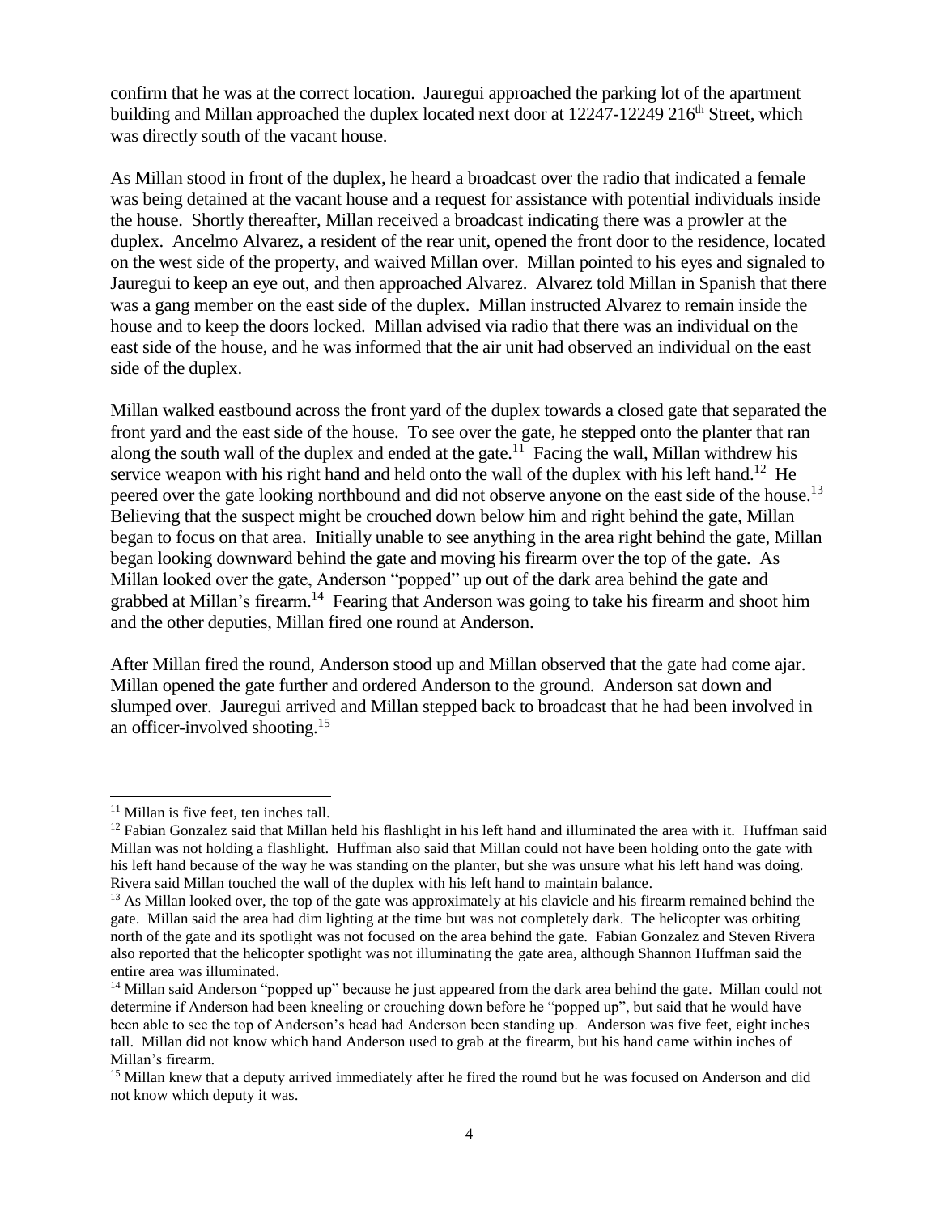confirm that he was at the correct location. Jauregui approached the parking lot of the apartment building and Millan approached the duplex located next door at 12247-12249 216th Street, which was directly south of the vacant house.

As Millan stood in front of the duplex, he heard a broadcast over the radio that indicated a female was being detained at the vacant house and a request for assistance with potential individuals inside the house. Shortly thereafter, Millan received a broadcast indicating there was a prowler at the duplex. Ancelmo Alvarez, a resident of the rear unit, opened the front door to the residence, located on the west side of the property, and waived Millan over. Millan pointed to his eyes and signaled to Jauregui to keep an eye out, and then approached Alvarez. Alvarez told Millan in Spanish that there was a gang member on the east side of the duplex. Millan instructed Alvarez to remain inside the house and to keep the doors locked. Millan advised via radio that there was an individual on the east side of the house, and he was informed that the air unit had observed an individual on the east side of the duplex.

Millan walked eastbound across the front yard of the duplex towards a closed gate that separated the front yard and the east side of the house. To see over the gate, he stepped onto the planter that ran along the south wall of the duplex and ended at the gate.[11] Facing the wall, Millan withdrew his service weapon with his right hand and held onto the wall of the duplex with his left hand.[12] He peered over the gate looking northbound and did not observe anyone on the east side of the house.[13] Believing that the suspect might be crouched down below him and right behind the gate, Millan began to focus on that area. Initially unable to see anything in the area right behind the gate, Millan began looking downward behind the gate and moving his firearm over the top of the gate. As Millan looked over the gate, Anderson "popped" up out of the dark area behind the gate and grabbed at Millan's firearm.[14] Fearing that Anderson was going to take his firearm and shoot him and the other deputies, Millan fired one round at Anderson.

After Millan fired the round, Anderson stood up and Millan observed that the gate had come ajar. Millan opened the gate further and ordered Anderson to the ground. Anderson sat down and slumped over. Jauregui arrived and Millan stepped back to broadcast that he had been involved in an officer-involved shooting.[15]

---

[11] Millan is five feet, ten inches tall.

[12] Fabian Gonzalez said that Millan held his flashlight in his left hand and illuminated the area with it. Huffman said Millan was not holding a flashlight. Huffman also said that Millan could not have been holding onto the gate with his left hand because of the way he was standing on the planter, but she was unsure what his left hand was doing. Rivera said Millan touched the wall of the duplex with his left hand to maintain balance.

[13] As Millan looked over, the top of the gate was approximately at his clavicle and his firearm remained behind the gate. Millan said the area had dim lighting at the time but was not completely dark. The helicopter was orbiting north of the gate and its spotlight was not focused on the area behind the gate. Fabian Gonzalez and Steven Rivera also reported that the helicopter spotlight was not illuminating the gate area, although Shannon Huffman said the entire area was illuminated.

[14] Millan said Anderson "popped up" because he just appeared from the dark area behind the gate. Millan could not determine if Anderson had been kneeling or crouching down before he "popped up", but said that he would have been able to see the top of Anderson's head had Anderson been standing up. Anderson was five feet, eight inches tall. Millan did not know which hand Anderson used to grab at the firearm, but his hand came within inches of Millan's firearm.

[15] Millan knew that a deputy arrived immediately after he fired the round but he was focused on Anderson and did not know which deputy it was.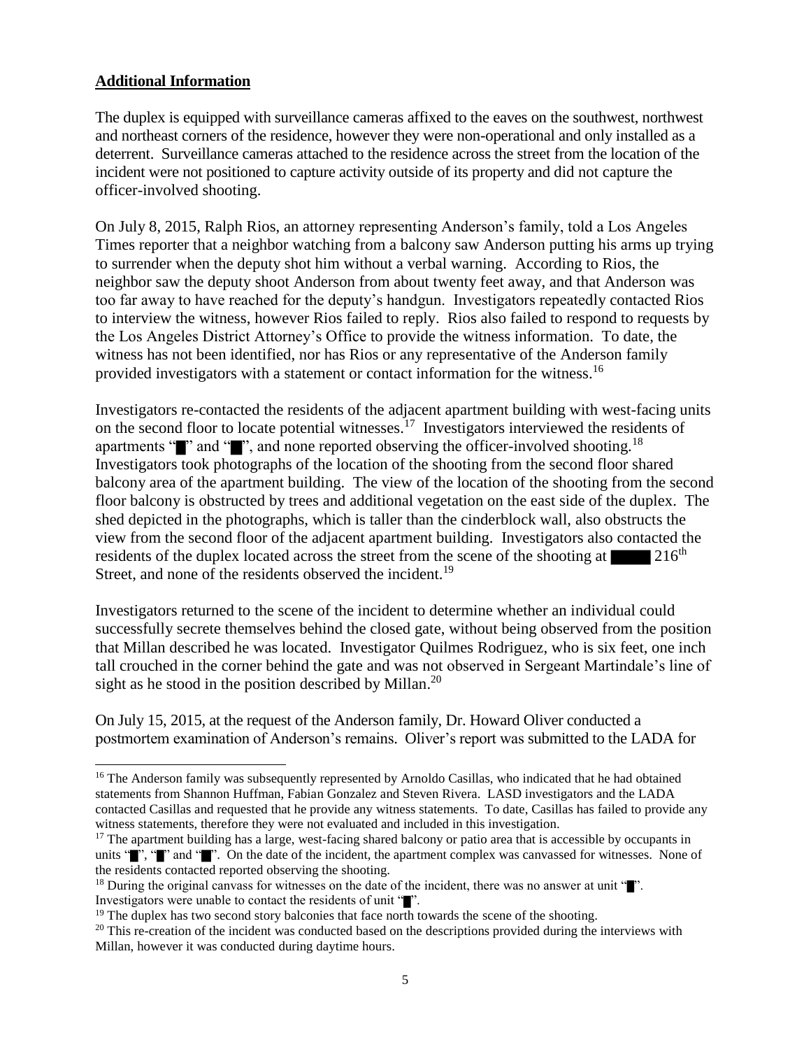**Additional Information**

The duplex is equipped with surveillance cameras affixed to the eaves on the southwest, northwest and northeast corners of the residence, however they were non-operational and only installed as a deterrent. Surveillance cameras attached to the residence across the street from the location of the incident were not positioned to capture activity outside of its property and did not capture the officer-involved shooting.

On July 8, 2015, Ralph Rios, an attorney representing Anderson's family, told a Los Angeles Times reporter that a neighbor watching from a balcony saw Anderson putting his arms up trying to surrender when the deputy shot him without a verbal warning. According to Rios, the neighbor saw the deputy shoot Anderson from about twenty feet away, and that Anderson was too far away to have reached for the deputy's handgun. Investigators repeatedly contacted Rios to interview the witness, however Rios failed to reply. Rios also failed to respond to requests by the Los Angeles District Attorney's Office to provide the witness information. To date, the witness has not been identified, nor has Rios or any representative of the Anderson family provided investigators with a statement or contact information for the witness.[16]

Investigators re-contacted the residents of the adjacent apartment building with west-facing units on the second floor to locate potential witnesses.[17] Investigators interviewed the residents of apartments "█" and "█", and none reported observing the officer-involved shooting.[18] Investigators took photographs of the location of the shooting from the second floor shared balcony area of the apartment building. The view of the location of the shooting from the second floor balcony is obstructed by trees and additional vegetation on the east side of the duplex. The shed depicted in the photographs, which is taller than the cinderblock wall, also obstructs the view from the second floor of the adjacent apartment building. Investigators also contacted the residents of the duplex located across the street from the scene of the shooting at █████ 216th Street, and none of the residents observed the incident.[19]

Investigators returned to the scene of the incident to determine whether an individual could successfully secrete themselves behind the closed gate, without being observed from the position that Millan described he was located. Investigator Quilmes Rodriguez, who is six feet, one inch tall crouched in the corner behind the gate and was not observed in Sergeant Martindale's line of sight as he stood in the position described by Millan.[20]

On July 15, 2015, at the request of the Anderson family, Dr. Howard Oliver conducted a postmortem examination of Anderson's remains. Oliver's report was submitted to the LADA for

---

[16] The Anderson family was subsequently represented by Arnoldo Casillas, who indicated that he had obtained statements from Shannon Huffman, Fabian Gonzalez and Steven Rivera. LASD investigators and the LADA contacted Casillas and requested that he provide any witness statements. To date, Casillas has failed to provide any witness statements, therefore they were not evaluated and included in this investigation.

[17] The apartment building has a large, west-facing shared balcony or patio area that is accessible by occupants in units "█", "█" and "█". On the date of the incident, the apartment complex was canvassed for witnesses. None of the residents contacted reported observing the shooting.

[18] During the original canvass for witnesses on the date of the incident, there was no answer at unit "█". Investigators were unable to contact the residents of unit "█".

[19] The duplex has two second story balconies that face north towards the scene of the shooting.

[20] This re-creation of the incident was conducted based on the descriptions provided during the interviews with Millan, however it was conducted during daytime hours.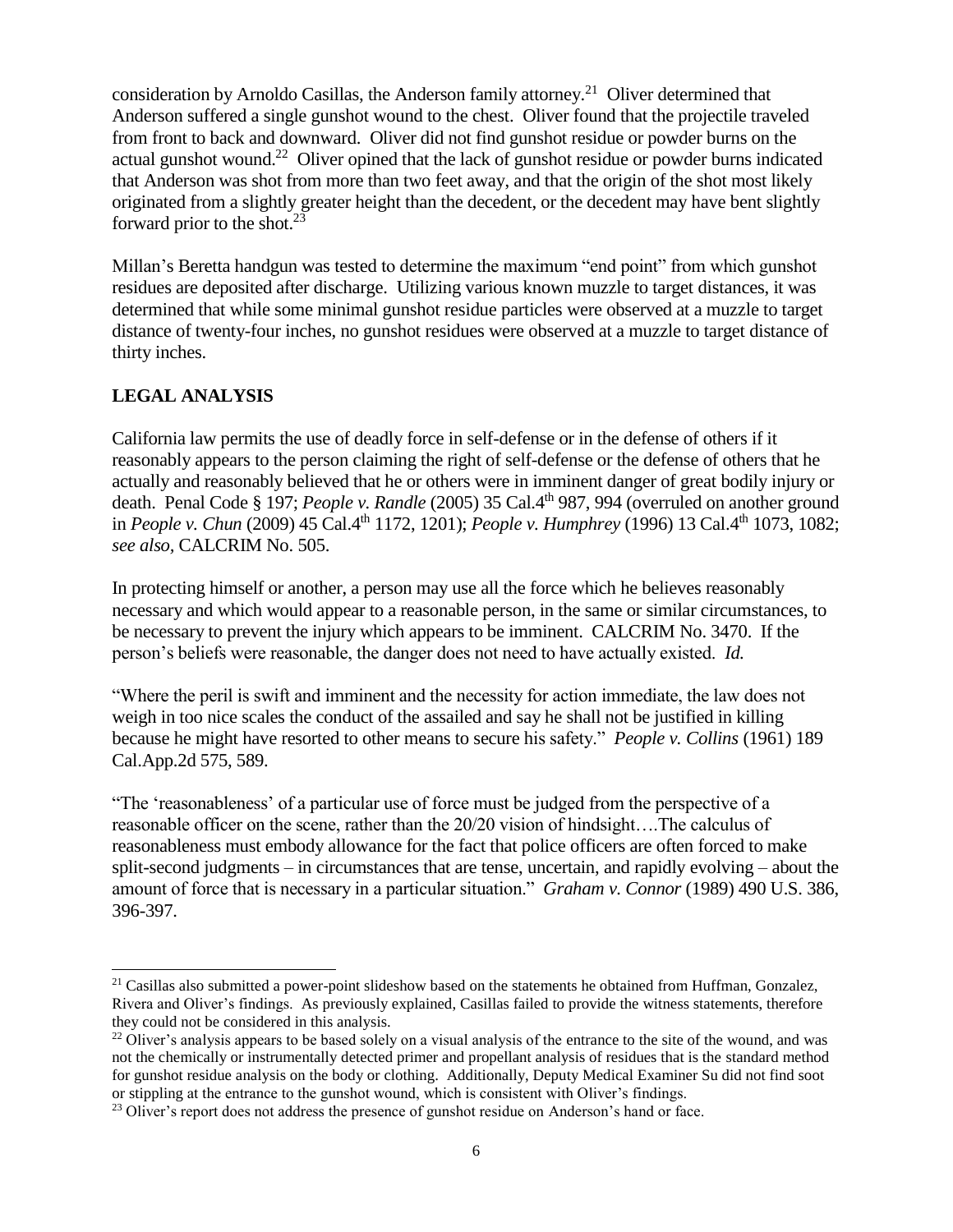consideration by Arnoldo Casillas, the Anderson family attorney.[21] Oliver determined that Anderson suffered a single gunshot wound to the chest. Oliver found that the projectile traveled from front to back and downward. Oliver did not find gunshot residue or powder burns on the actual gunshot wound.[22] Oliver opined that the lack of gunshot residue or powder burns indicated that Anderson was shot from more than two feet away, and that the origin of the shot most likely originated from a slightly greater height than the decedent, or the decedent may have bent slightly forward prior to the shot.[23]

Millan's Beretta handgun was tested to determine the maximum "end point" from which gunshot residues are deposited after discharge. Utilizing various known muzzle to target distances, it was determined that while some minimal gunshot residue particles were observed at a muzzle to target distance of twenty-four inches, no gunshot residues were observed at a muzzle to target distance of thirty inches.

## LEGAL ANALYSIS

California law permits the use of deadly force in self-defense or in the defense of others if it reasonably appears to the person claiming the right of self-defense or the defense of others that he actually and reasonably believed that he or others were in imminent danger of great bodily injury or death. Penal Code § 197; *People v. Randle* (2005) 35 Cal.4th 987, 994 (overruled on another ground in *People v. Chun* (2009) 45 Cal.4th 1172, 1201); *People v. Humphrey* (1996) 13 Cal.4th 1073, 1082; *see also*, CALCRIM No. 505.

In protecting himself or another, a person may use all the force which he believes reasonably necessary and which would appear to a reasonable person, in the same or similar circumstances, to be necessary to prevent the injury which appears to be imminent. CALCRIM No. 3470. If the person's beliefs were reasonable, the danger does not need to have actually existed. *Id.*

"Where the peril is swift and imminent and the necessity for action immediate, the law does not weigh in too nice scales the conduct of the assailed and say he shall not be justified in killing because he might have resorted to other means to secure his safety." *People v. Collins* (1961) 189 Cal.App.2d 575, 589.

"The 'reasonableness' of a particular use of force must be judged from the perspective of a reasonable officer on the scene, rather than the 20/20 vision of hindsight….The calculus of reasonableness must embody allowance for the fact that police officers are often forced to make split-second judgments – in circumstances that are tense, uncertain, and rapidly evolving – about the amount of force that is necessary in a particular situation." *Graham v. Connor* (1989) 490 U.S. 386, 396-397.

---

[21] Casillas also submitted a power-point slideshow based on the statements he obtained from Huffman, Gonzalez, Rivera and Oliver's findings. As previously explained, Casillas failed to provide the witness statements, therefore they could not be considered in this analysis.

[22] Oliver's analysis appears to be based solely on a visual analysis of the entrance to the site of the wound, and was not the chemically or instrumentally detected primer and propellant analysis of residues that is the standard method for gunshot residue analysis on the body or clothing. Additionally, Deputy Medical Examiner Su did not find soot or stippling at the entrance to the gunshot wound, which is consistent with Oliver's findings.

[23] Oliver's report does not address the presence of gunshot residue on Anderson's hand or face.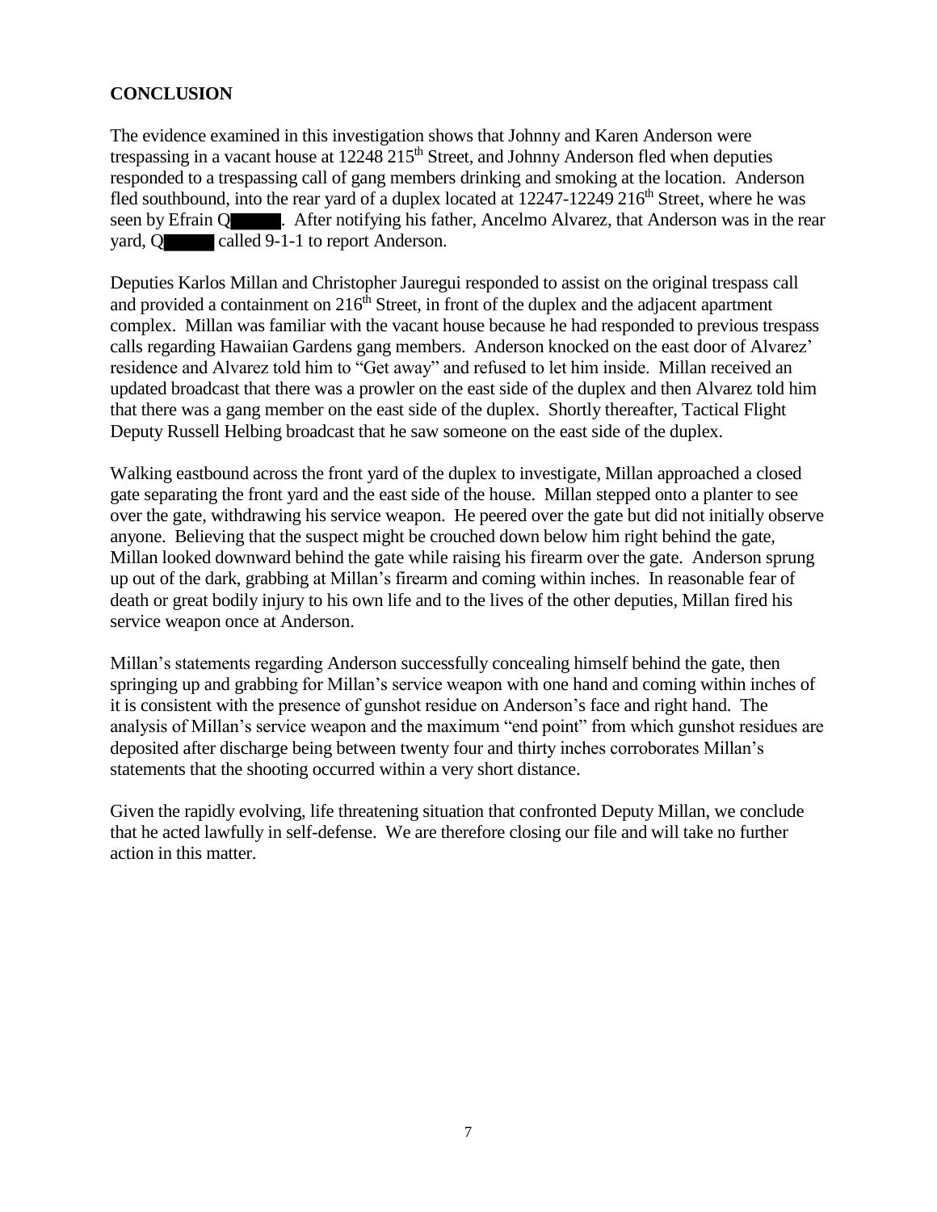## CONCLUSION

The evidence examined in this investigation shows that Johnny and Karen Anderson were trespassing in a vacant house at 12248 215th Street, and Johnny Anderson fled when deputies responded to a trespassing call of gang members drinking and smoking at the location. Anderson fled southbound, into the rear yard of a duplex located at 12247-12249 216th Street, where he was seen by Efrain Q█████. After notifying his father, Ancelmo Alvarez, that Anderson was in the rear yard, Q█████ called 9-1-1 to report Anderson.

Deputies Karlos Millan and Christopher Jauregui responded to assist on the original trespass call and provided a containment on 216th Street, in front of the duplex and the adjacent apartment complex. Millan was familiar with the vacant house because he had responded to previous trespass calls regarding Hawaiian Gardens gang members. Anderson knocked on the east door of Alvarez' residence and Alvarez told him to "Get away" and refused to let him inside. Millan received an updated broadcast that there was a prowler on the east side of the duplex and then Alvarez told him that there was a gang member on the east side of the duplex. Shortly thereafter, Tactical Flight Deputy Russell Helbing broadcast that he saw someone on the east side of the duplex.

Walking eastbound across the front yard of the duplex to investigate, Millan approached a closed gate separating the front yard and the east side of the house. Millan stepped onto a planter to see over the gate, withdrawing his service weapon. He peered over the gate but did not initially observe anyone. Believing that the suspect might be crouched down below him right behind the gate, Millan looked downward behind the gate while raising his firearm over the gate. Anderson sprung up out of the dark, grabbing at Millan's firearm and coming within inches. In reasonable fear of death or great bodily injury to his own life and to the lives of the other deputies, Millan fired his service weapon once at Anderson.

Millan's statements regarding Anderson successfully concealing himself behind the gate, then springing up and grabbing for Millan's service weapon with one hand and coming within inches of it is consistent with the presence of gunshot residue on Anderson's face and right hand. The analysis of Millan's service weapon and the maximum "end point" from which gunshot residues are deposited after discharge being between twenty four and thirty inches corroborates Millan's statements that the shooting occurred within a very short distance.

Given the rapidly evolving, life threatening situation that confronted Deputy Millan, we conclude that he acted lawfully in self-defense. We are therefore closing our file and will take no further action in this matter.